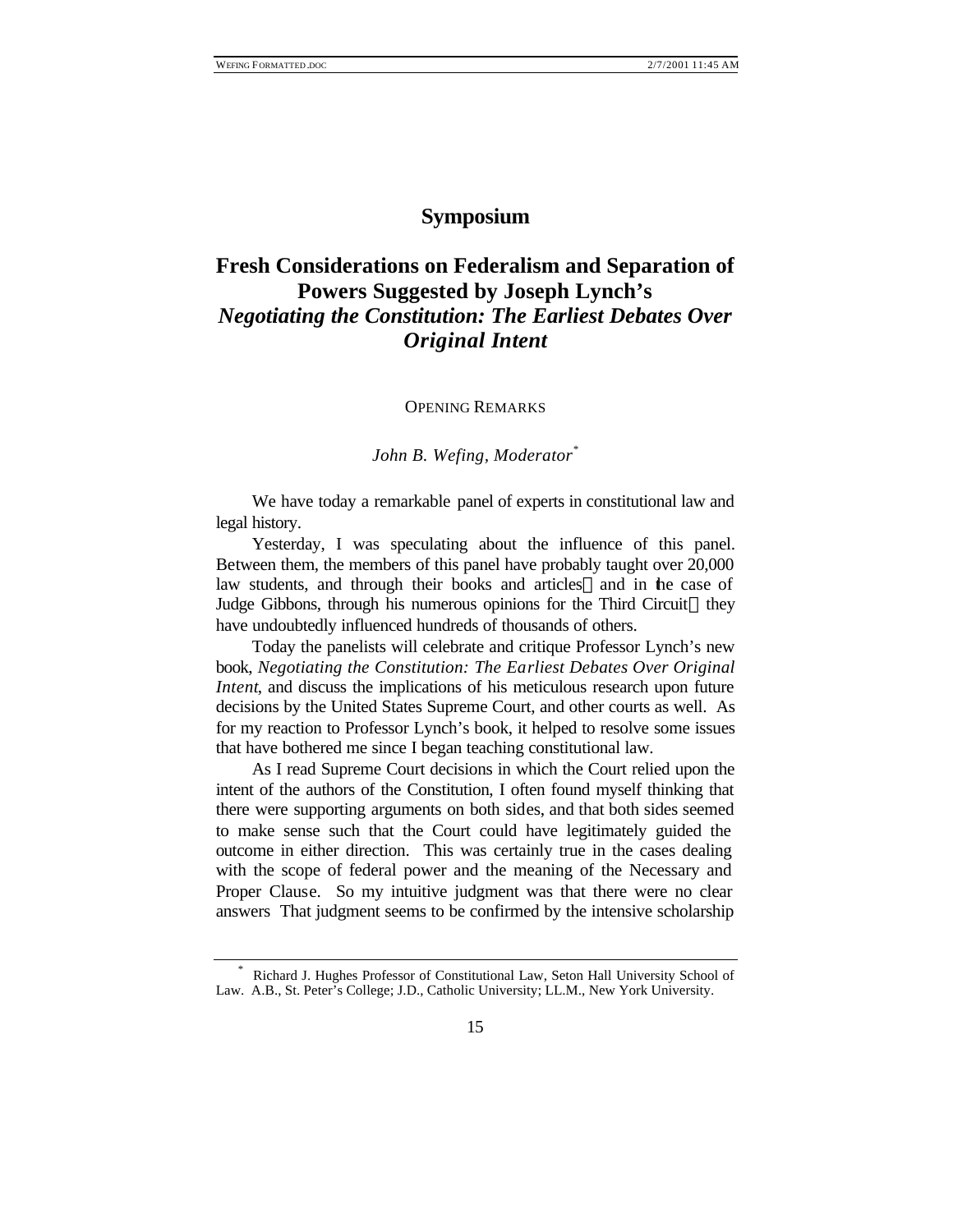# Symposium

## Fresh Considerations on Federalism and Separation of Powers Suggested by Joseph Lynch's *Negotiating the Constitution: The Earliest Debates Over Original Intent*

### OPENING REMARKS

*John B. Wefing, Moderator*[*]

We have today a remarkable panel of experts in constitutional law and legal history.

Yesterday, I was speculating about the influence of this panel. Between them, the members of this panel have probably taught over 20,000 law students, and through their books and articles—and in the case of Judge Gibbons, through his numerous opinions for the Third Circuit—they have undoubtedly influenced hundreds of thousands of others.

Today the panelists will celebrate and critique Professor Lynch's new book, *Negotiating the Constitution: The Earliest Debates Over Original Intent*, and discuss the implications of his meticulous research upon future decisions by the United States Supreme Court, and other courts as well. As for my reaction to Professor Lynch's book, it helped to resolve some issues that have bothered me since I began teaching constitutional law.

As I read Supreme Court decisions in which the Court relied upon the intent of the authors of the Constitution, I often found myself thinking that there were supporting arguments on both sides, and that both sides seemed to make sense such that the Court could have legitimately guided the outcome in either direction. This was certainly true in the cases dealing with the scope of federal power and the meaning of the Necessary and Proper Clause. So my intuitive judgment was that there were no clear answers That judgment seems to be confirmed by the intensive scholarship

---

[*] Richard J. Hughes Professor of Constitutional Law, Seton Hall University School of Law. A.B., St. Peter's College; J.D., Catholic University; LL.M., New York University.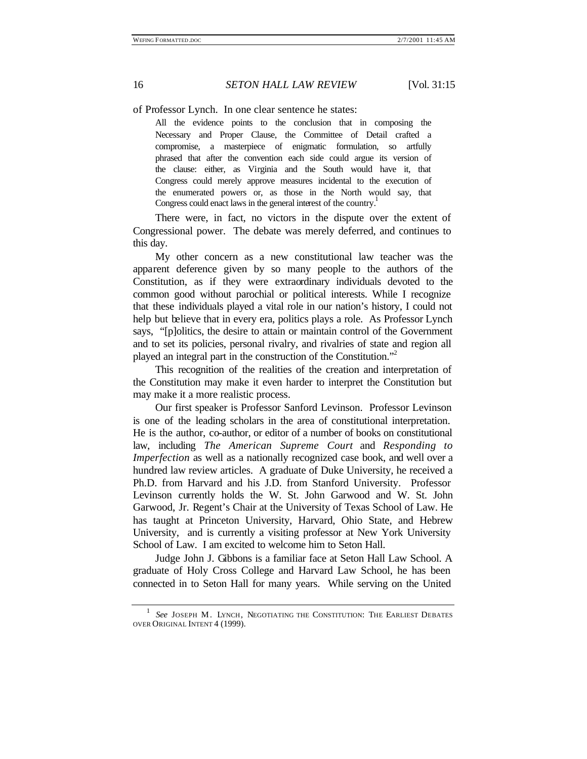of Professor Lynch. In one clear sentence he states:

> All the evidence points to the conclusion that in composing the Necessary and Proper Clause, the Committee of Detail crafted a compromise, a masterpiece of enigmatic formulation, so artfully phrased that after the convention each side could argue its version of the clause: either, as Virginia and the South would have it, that Congress could merely approve measures incidental to the execution of the enumerated powers or, as those in the North would say, that Congress could enact laws in the general interest of the country.[1]

There were, in fact, no victors in the dispute over the extent of Congressional power. The debate was merely deferred, and continues to this day.

My other concern as a new constitutional law teacher was the apparent deference given by so many people to the authors of the Constitution, as if they were extraordinary individuals devoted to the common good without parochial or political interests. While I recognize that these individuals played a vital role in our nation's history, I could not help but believe that in every era, politics plays a role. As Professor Lynch says, "[p]olitics, the desire to attain or maintain control of the Government and to set its policies, personal rivalry, and rivalries of state and region all played an integral part in the construction of the Constitution."[2]

This recognition of the realities of the creation and interpretation of the Constitution may make it even harder to interpret the Constitution but may make it a more realistic process.

Our first speaker is Professor Sanford Levinson. Professor Levinson is one of the leading scholars in the area of constitutional interpretation. He is the author, co-author, or editor of a number of books on constitutional law, including *The American Supreme Court* and *Responding to Imperfection* as well as a nationally recognized case book, and well over a hundred law review articles. A graduate of Duke University, he received a Ph.D. from Harvard and his J.D. from Stanford University. Professor Levinson currently holds the W. St. John Garwood and W. St. John Garwood, Jr. Regent's Chair at the University of Texas School of Law. He has taught at Princeton University, Harvard, Ohio State, and Hebrew University, and is currently a visiting professor at New York University School of Law. I am excited to welcome him to Seton Hall.

Judge John J. Gibbons is a familiar face at Seton Hall Law School. A graduate of Holy Cross College and Harvard Law School, he has been connected in to Seton Hall for many years. While serving on the United

---

[1] *See* JOSEPH M. LYNCH, NEGOTIATING THE CONSTITUTION: THE EARLIEST DEBATES OVER ORIGINAL INTENT 4 (1999).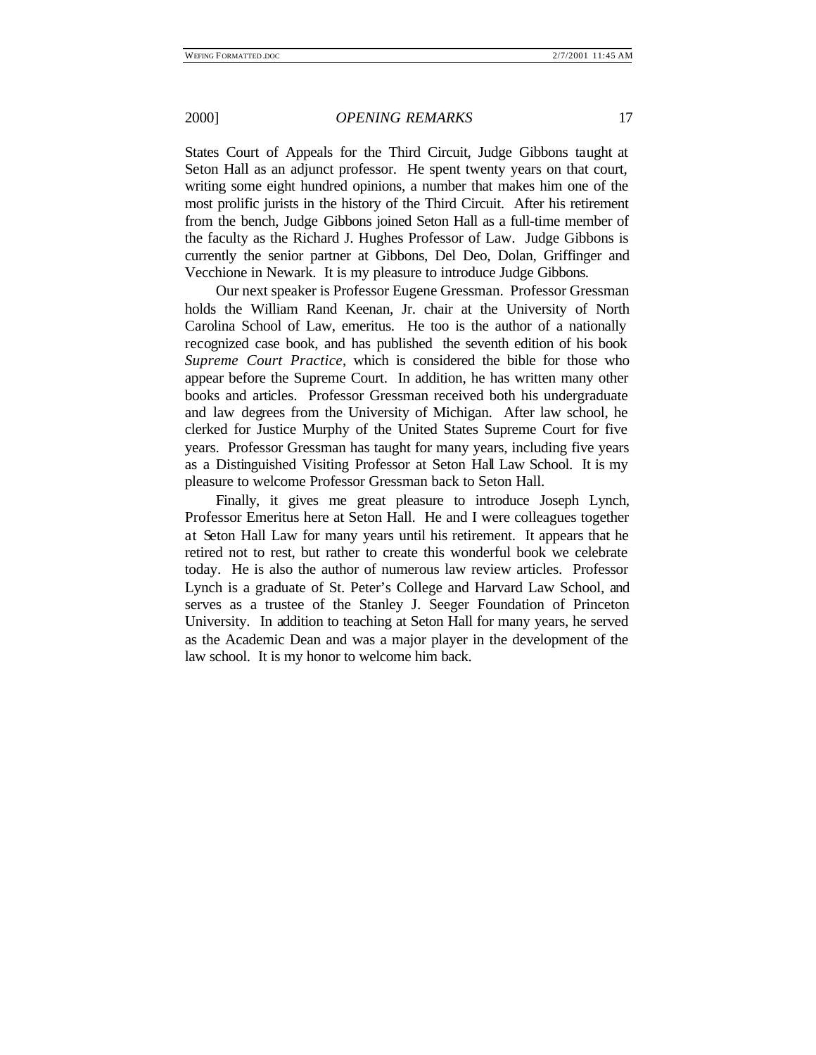States Court of Appeals for the Third Circuit, Judge Gibbons taught at Seton Hall as an adjunct professor. He spent twenty years on that court, writing some eight hundred opinions, a number that makes him one of the most prolific jurists in the history of the Third Circuit. After his retirement from the bench, Judge Gibbons joined Seton Hall as a full-time member of the faculty as the Richard J. Hughes Professor of Law. Judge Gibbons is currently the senior partner at Gibbons, Del Deo, Dolan, Griffinger and Vecchione in Newark. It is my pleasure to introduce Judge Gibbons.

Our next speaker is Professor Eugene Gressman. Professor Gressman holds the William Rand Keenan, Jr. chair at the University of North Carolina School of Law, emeritus. He too is the author of a nationally recognized case book, and has published the seventh edition of his book *Supreme Court Practice*, which is considered the bible for those who appear before the Supreme Court. In addition, he has written many other books and articles. Professor Gressman received both his undergraduate and law degrees from the University of Michigan. After law school, he clerked for Justice Murphy of the United States Supreme Court for five years. Professor Gressman has taught for many years, including five years as a Distinguished Visiting Professor at Seton Hall Law School. It is my pleasure to welcome Professor Gressman back to Seton Hall.

Finally, it gives me great pleasure to introduce Joseph Lynch, Professor Emeritus here at Seton Hall. He and I were colleagues together at Seton Hall Law for many years until his retirement. It appears that he retired not to rest, but rather to create this wonderful book we celebrate today. He is also the author of numerous law review articles. Professor Lynch is a graduate of St. Peter's College and Harvard Law School, and serves as a trustee of the Stanley J. Seeger Foundation of Princeton University. In addition to teaching at Seton Hall for many years, he served as the Academic Dean and was a major player in the development of the law school. It is my honor to welcome him back.